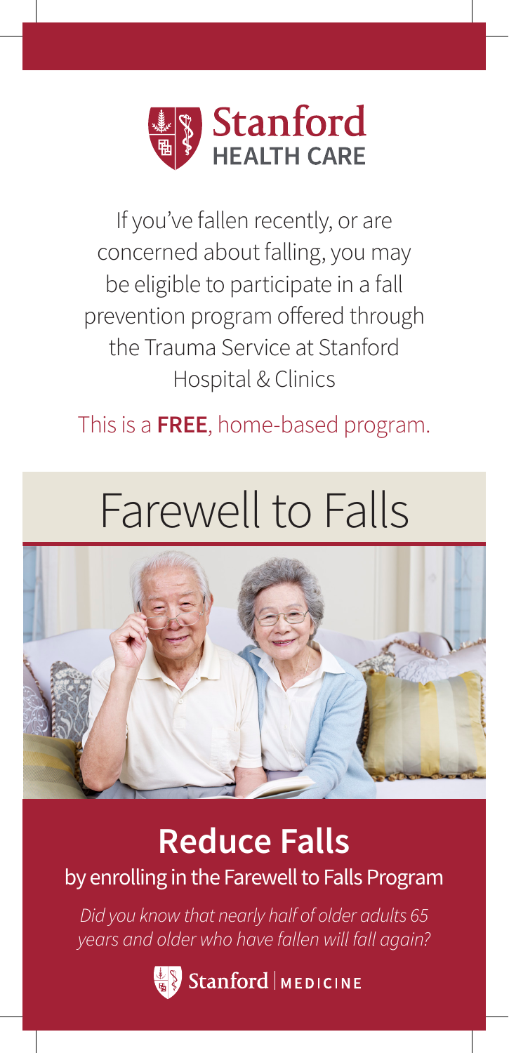Stanford HEALTH CARE

If you've fallen recently, or are concerned about falling, you may be eligible to participate in a fall prevention program offered through the Trauma Service at Stanford Hospital & Clinics

This is a **FREE**, home-based program.

# Farewell to Falls

## Reduce Falls

by enrolling in the Farewell to Falls Program

*Did you know that nearly half of older adults 65 years and older who have fallen will fall again?*

Stanford | MEDICINE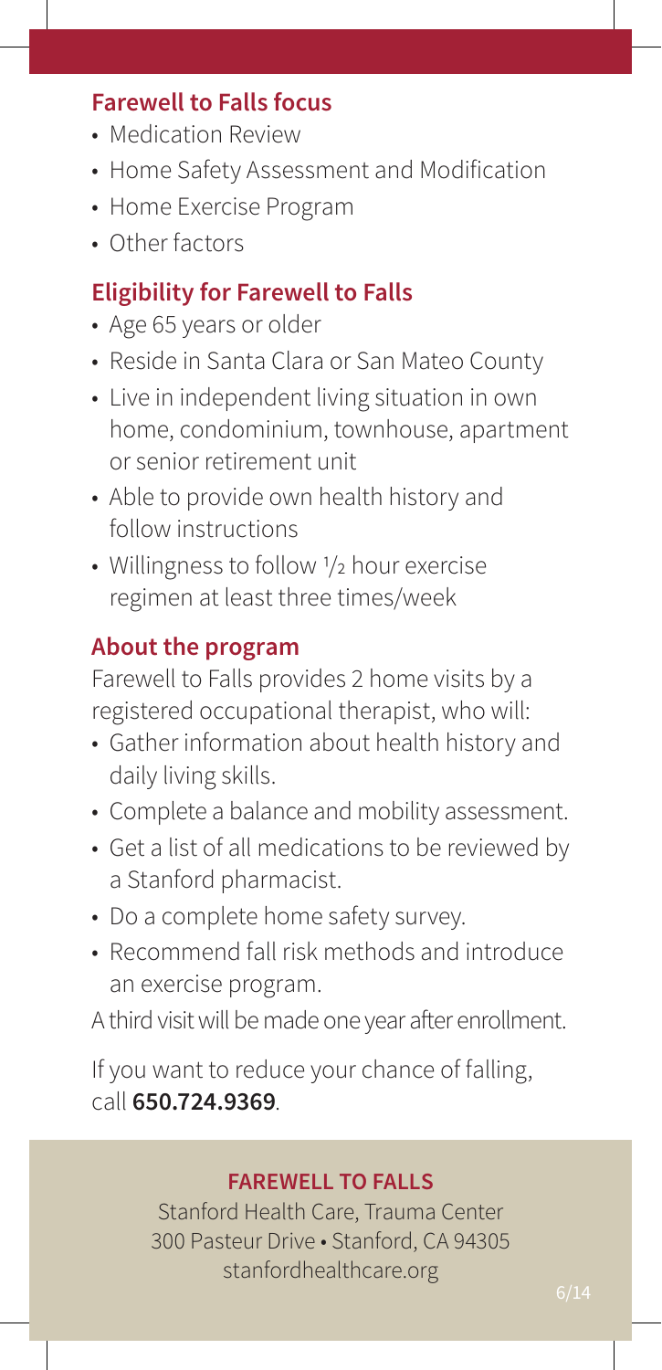## Farewell to Falls focus

- Medication Review
- Home Safety Assessment and Modification
- Home Exercise Program
- Other factors

## Eligibility for Farewell to Falls

- Age 65 years or older
- Reside in Santa Clara or San Mateo County
- Live in independent living situation in own home, condominium, townhouse, apartment or senior retirement unit
- Able to provide own health history and follow instructions
- Willingness to follow ½ hour exercise regimen at least three times/week

## About the program

Farewell to Falls provides 2 home visits by a registered occupational therapist, who will:

- Gather information about health history and daily living skills.
- Complete a balance and mobility assessment.
- Get a list of all medications to be reviewed by a Stanford pharmacist.
- Do a complete home safety survey.
- Recommend fall risk methods and introduce an exercise program.

A third visit will be made one year after enrollment.

If you want to reduce your chance of falling, call **650.724.9369**.

**FAREWELL TO FALLS**

Stanford Health Care, Trauma Center
300 Pasteur Drive • Stanford, CA 94305
stanfordhealthcare.org

6/14